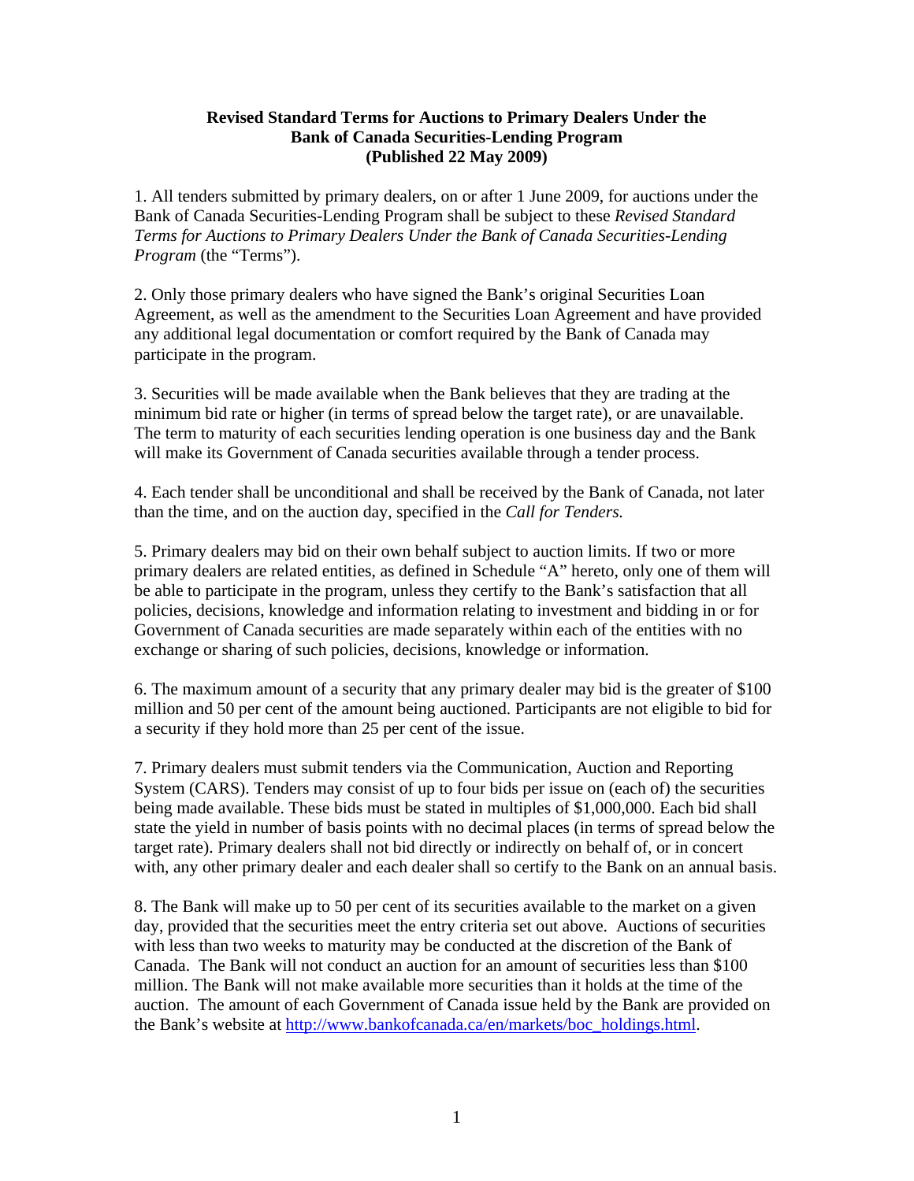**Revised Standard Terms for Auctions to Primary Dealers Under the Bank of Canada Securities-Lending Program (Published 22 May 2009)**

1. All tenders submitted by primary dealers, on or after 1 June 2009, for auctions under the Bank of Canada Securities-Lending Program shall be subject to these *Revised Standard Terms for Auctions to Primary Dealers Under the Bank of Canada Securities-Lending Program* (the "Terms").

2. Only those primary dealers who have signed the Bank's original Securities Loan Agreement, as well as the amendment to the Securities Loan Agreement and have provided any additional legal documentation or comfort required by the Bank of Canada may participate in the program.

3. Securities will be made available when the Bank believes that they are trading at the minimum bid rate or higher (in terms of spread below the target rate), or are unavailable. The term to maturity of each securities lending operation is one business day and the Bank will make its Government of Canada securities available through a tender process.

4. Each tender shall be unconditional and shall be received by the Bank of Canada, not later than the time, and on the auction day, specified in the *Call for Tenders.*

5. Primary dealers may bid on their own behalf subject to auction limits. If two or more primary dealers are related entities, as defined in Schedule "A" hereto, only one of them will be able to participate in the program, unless they certify to the Bank's satisfaction that all policies, decisions, knowledge and information relating to investment and bidding in or for Government of Canada securities are made separately within each of the entities with no exchange or sharing of such policies, decisions, knowledge or information.

6. The maximum amount of a security that any primary dealer may bid is the greater of $100 million and 50 per cent of the amount being auctioned. Participants are not eligible to bid for a security if they hold more than 25 per cent of the issue.

7. Primary dealers must submit tenders via the Communication, Auction and Reporting System (CARS). Tenders may consist of up to four bids per issue on (each of) the securities being made available. These bids must be stated in multiples of $1,000,000. Each bid shall state the yield in number of basis points with no decimal places (in terms of spread below the target rate). Primary dealers shall not bid directly or indirectly on behalf of, or in concert with, any other primary dealer and each dealer shall so certify to the Bank on an annual basis.

8. The Bank will make up to 50 per cent of its securities available to the market on a given day, provided that the securities meet the entry criteria set out above. Auctions of securities with less than two weeks to maturity may be conducted at the discretion of the Bank of Canada. The Bank will not conduct an auction for an amount of securities less than $100 million. The Bank will not make available more securities than it holds at the time of the auction. The amount of each Government of Canada issue held by the Bank are provided on the Bank's website at http://www.bankofcanada.ca/en/markets/boc_holdings.html.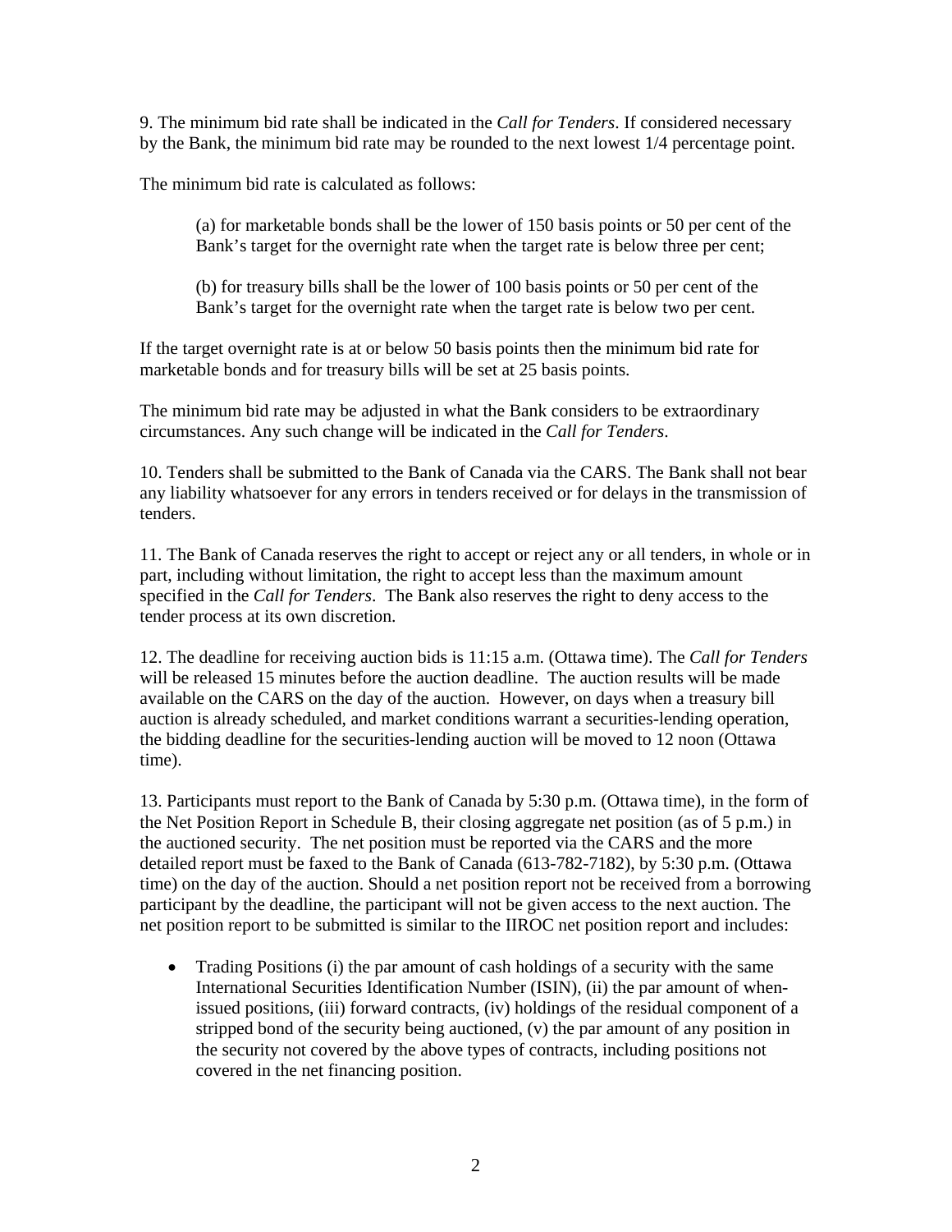9. The minimum bid rate shall be indicated in the *Call for Tenders*. If considered necessary by the Bank, the minimum bid rate may be rounded to the next lowest 1/4 percentage point.

The minimum bid rate is calculated as follows:

> (a) for marketable bonds shall be the lower of 150 basis points or 50 per cent of the Bank's target for the overnight rate when the target rate is below three per cent;
>
> (b) for treasury bills shall be the lower of 100 basis points or 50 per cent of the Bank's target for the overnight rate when the target rate is below two per cent.

If the target overnight rate is at or below 50 basis points then the minimum bid rate for marketable bonds and for treasury bills will be set at 25 basis points.

The minimum bid rate may be adjusted in what the Bank considers to be extraordinary circumstances. Any such change will be indicated in the *Call for Tenders*.

10. Tenders shall be submitted to the Bank of Canada via the CARS. The Bank shall not bear any liability whatsoever for any errors in tenders received or for delays in the transmission of tenders.

11. The Bank of Canada reserves the right to accept or reject any or all tenders, in whole or in part, including without limitation, the right to accept less than the maximum amount specified in the *Call for Tenders*. The Bank also reserves the right to deny access to the tender process at its own discretion.

12. The deadline for receiving auction bids is 11:15 a.m. (Ottawa time). The *Call for Tenders* will be released 15 minutes before the auction deadline. The auction results will be made available on the CARS on the day of the auction. However, on days when a treasury bill auction is already scheduled, and market conditions warrant a securities-lending operation, the bidding deadline for the securities-lending auction will be moved to 12 noon (Ottawa time).

13. Participants must report to the Bank of Canada by 5:30 p.m. (Ottawa time), in the form of the Net Position Report in Schedule B, their closing aggregate net position (as of 5 p.m.) in the auctioned security. The net position must be reported via the CARS and the more detailed report must be faxed to the Bank of Canada (613-782-7182), by 5:30 p.m. (Ottawa time) on the day of the auction. Should a net position report not be received from a borrowing participant by the deadline, the participant will not be given access to the next auction. The net position report to be submitted is similar to the IIROC net position report and includes:

- Trading Positions (i) the par amount of cash holdings of a security with the same International Securities Identification Number (ISIN), (ii) the par amount of when-issued positions, (iii) forward contracts, (iv) holdings of the residual component of a stripped bond of the security being auctioned, (v) the par amount of any position in the security not covered by the above types of contracts, including positions not covered in the net financing position.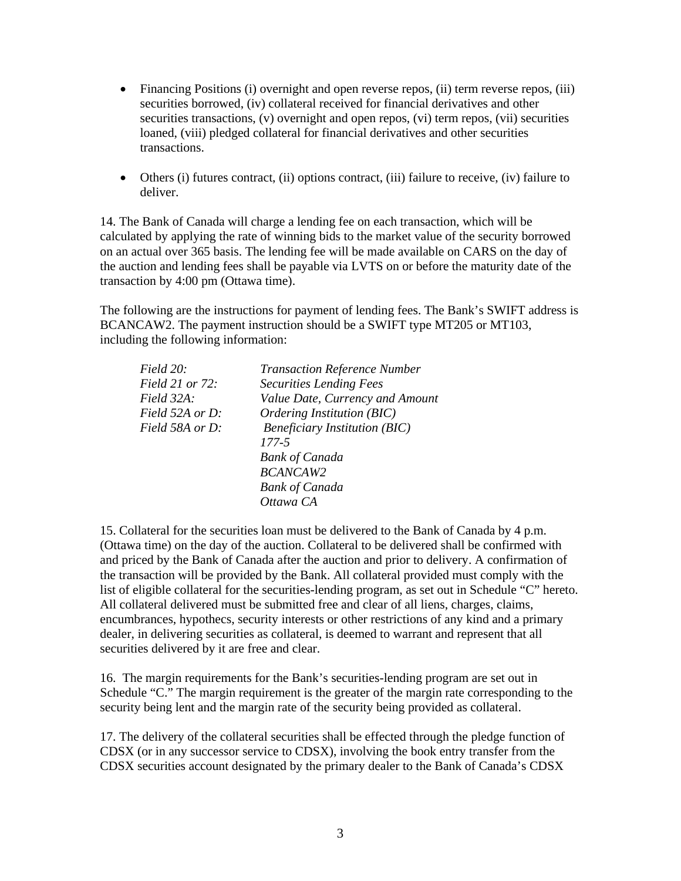- Financing Positions (i) overnight and open reverse repos, (ii) term reverse repos, (iii) securities borrowed, (iv) collateral received for financial derivatives and other securities transactions, (v) overnight and open repos, (vi) term repos, (vii) securities loaned, (viii) pledged collateral for financial derivatives and other securities transactions.

- Others (i) futures contract, (ii) options contract, (iii) failure to receive, (iv) failure to deliver.

14. The Bank of Canada will charge a lending fee on each transaction, which will be calculated by applying the rate of winning bids to the market value of the security borrowed on an actual over 365 basis. The lending fee will be made available on CARS on the day of the auction and lending fees shall be payable via LVTS on or before the maturity date of the transaction by 4:00 pm (Ottawa time).

The following are the instructions for payment of lending fees. The Bank's SWIFT address is BCANCAW2. The payment instruction should be a SWIFT type MT205 or MT103, including the following information:

| | |
|---|---|
| *Field 20:* | *Transaction Reference Number* |
| *Field 21 or 72:* | *Securities Lending Fees* |
| *Field 32A:* | *Value Date, Currency and Amount* |
| *Field 52A or D:* | *Ordering Institution (BIC)* |
| *Field 58A or D:* | *Beneficiary Institution (BIC)* |
| | *177-5* |
| | *Bank of Canada* |
| | *BCANCAW2* |
| | *Bank of Canada* |
| | *Ottawa CA* |

15. Collateral for the securities loan must be delivered to the Bank of Canada by 4 p.m. (Ottawa time) on the day of the auction. Collateral to be delivered shall be confirmed with and priced by the Bank of Canada after the auction and prior to delivery. A confirmation of the transaction will be provided by the Bank. All collateral provided must comply with the list of eligible collateral for the securities-lending program, as set out in Schedule "C" hereto. All collateral delivered must be submitted free and clear of all liens, charges, claims, encumbrances, hypothecs, security interests or other restrictions of any kind and a primary dealer, in delivering securities as collateral, is deemed to warrant and represent that all securities delivered by it are free and clear.

16. The margin requirements for the Bank's securities-lending program are set out in Schedule "C." The margin requirement is the greater of the margin rate corresponding to the security being lent and the margin rate of the security being provided as collateral.

17. The delivery of the collateral securities shall be effected through the pledge function of CDSX (or in any successor service to CDSX), involving the book entry transfer from the CDSX securities account designated by the primary dealer to the Bank of Canada's CDSX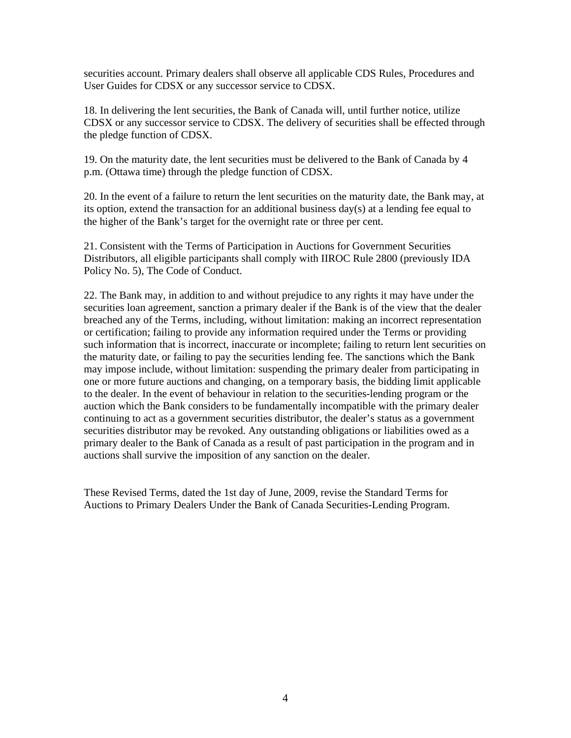securities account. Primary dealers shall observe all applicable CDS Rules, Procedures and User Guides for CDSX or any successor service to CDSX.

18. In delivering the lent securities, the Bank of Canada will, until further notice, utilize CDSX or any successor service to CDSX. The delivery of securities shall be effected through the pledge function of CDSX.

19. On the maturity date, the lent securities must be delivered to the Bank of Canada by 4 p.m. (Ottawa time) through the pledge function of CDSX.

20. In the event of a failure to return the lent securities on the maturity date, the Bank may, at its option, extend the transaction for an additional business day(s) at a lending fee equal to the higher of the Bank's target for the overnight rate or three per cent.

21. Consistent with the Terms of Participation in Auctions for Government Securities Distributors, all eligible participants shall comply with IIROC Rule 2800 (previously IDA Policy No. 5), The Code of Conduct.

22. The Bank may, in addition to and without prejudice to any rights it may have under the securities loan agreement, sanction a primary dealer if the Bank is of the view that the dealer breached any of the Terms, including, without limitation: making an incorrect representation or certification; failing to provide any information required under the Terms or providing such information that is incorrect, inaccurate or incomplete; failing to return lent securities on the maturity date, or failing to pay the securities lending fee. The sanctions which the Bank may impose include, without limitation: suspending the primary dealer from participating in one or more future auctions and changing, on a temporary basis, the bidding limit applicable to the dealer. In the event of behaviour in relation to the securities-lending program or the auction which the Bank considers to be fundamentally incompatible with the primary dealer continuing to act as a government securities distributor, the dealer's status as a government securities distributor may be revoked. Any outstanding obligations or liabilities owed as a primary dealer to the Bank of Canada as a result of past participation in the program and in auctions shall survive the imposition of any sanction on the dealer.

These Revised Terms, dated the 1st day of June, 2009, revise the Standard Terms for Auctions to Primary Dealers Under the Bank of Canada Securities-Lending Program.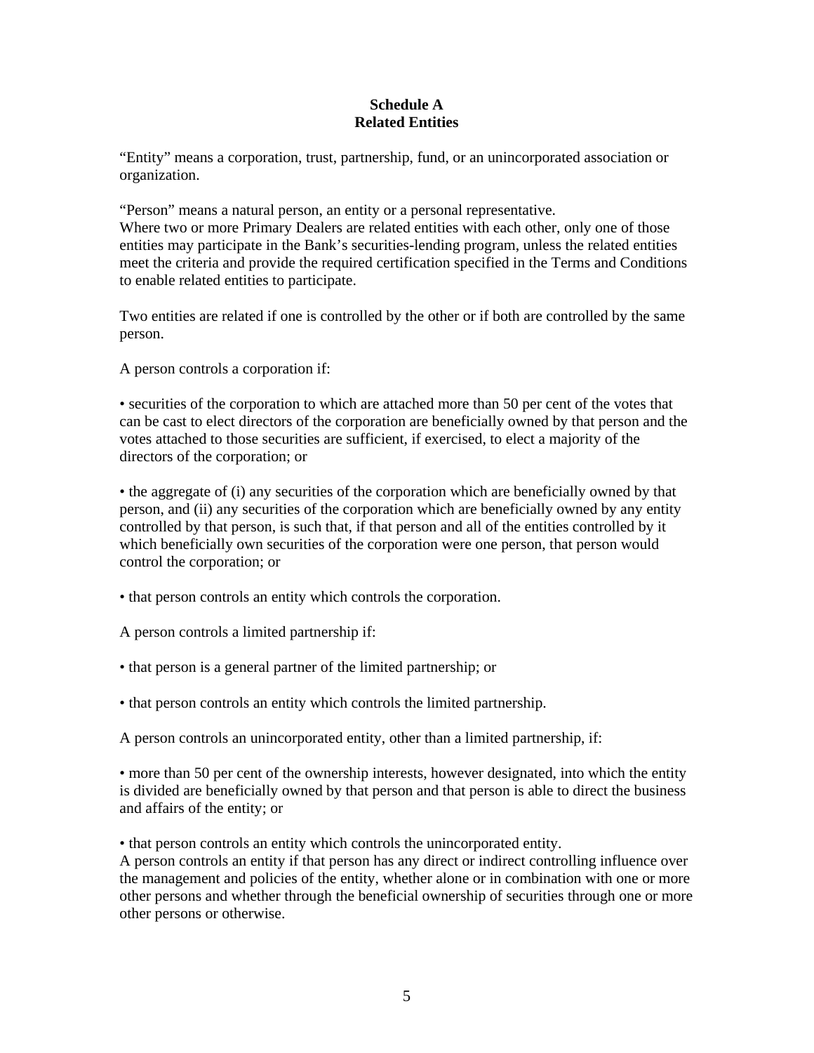**Schedule A**
**Related Entities**

"Entity" means a corporation, trust, partnership, fund, or an unincorporated association or organization.

"Person" means a natural person, an entity or a personal representative.
Where two or more Primary Dealers are related entities with each other, only one of those entities may participate in the Bank's securities-lending program, unless the related entities meet the criteria and provide the required certification specified in the Terms and Conditions to enable related entities to participate.

Two entities are related if one is controlled by the other or if both are controlled by the same person.

A person controls a corporation if:

• securities of the corporation to which are attached more than 50 per cent of the votes that can be cast to elect directors of the corporation are beneficially owned by that person and the votes attached to those securities are sufficient, if exercised, to elect a majority of the directors of the corporation; or

• the aggregate of (i) any securities of the corporation which are beneficially owned by that person, and (ii) any securities of the corporation which are beneficially owned by any entity controlled by that person, is such that, if that person and all of the entities controlled by it which beneficially own securities of the corporation were one person, that person would control the corporation; or

• that person controls an entity which controls the corporation.

A person controls a limited partnership if:

• that person is a general partner of the limited partnership; or

• that person controls an entity which controls the limited partnership.

A person controls an unincorporated entity, other than a limited partnership, if:

• more than 50 per cent of the ownership interests, however designated, into which the entity is divided are beneficially owned by that person and that person is able to direct the business and affairs of the entity; or

• that person controls an entity which controls the unincorporated entity.
A person controls an entity if that person has any direct or indirect controlling influence over the management and policies of the entity, whether alone or in combination with one or more other persons and whether through the beneficial ownership of securities through one or more other persons or otherwise.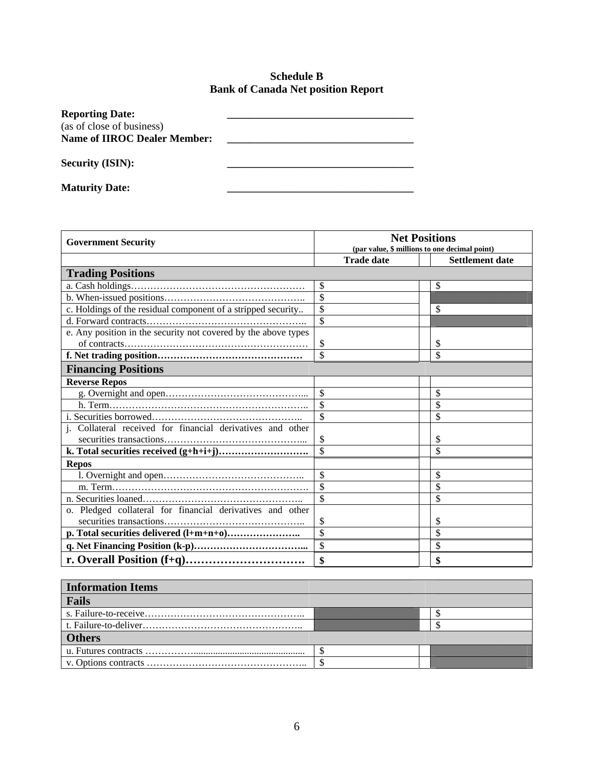**Schedule B**
**Bank of Canada Net position Report**

**Reporting Date:** ___________________________________
(as of close of business)
**Name of IIROC Dealer Member:** ___________________________________

**Security (ISIN):** ___________________________________

**Maturity Date:** ___________________________________

| **Government Security** | **Net Positions** (par value, $ millions to one decimal point) | |
|---|---|---|
| | **Trade date** | **Settlement date** |
| **Trading Positions** | | |
| a. Cash holdings…………………………………………… | $ | $ |
| b. When-issued positions…………………………………….. | $ | |
| c. Holdings of the residual component of a stripped security.. | $ | $ |
| d. Forward contracts………………………………………….. | $ | |
| e. Any position in the security not covered by the above types of contracts………………………………………………… | $ | $ |
| **f. Net trading position………………………………………** | $ | $ |
| **Financing Positions** | | |
| **Reverse Repos** | | |
| g. Overnight and open…………………………………... | $ | $ |
| h. Term………………………………………………….. | $ | $ |
| i. Securities borrowed……………………………………….. | $ | $ |
| j. Collateral received for financial derivatives and other securities transactions……………………………………... | $ | $ |
| **k. Total securities received (g+h+i+j)……………………….** | $ | $ |
| **Repos** | | |
| l. Overnight and open…………………………………….. | $ | $ |
| m. Term…………………………………………………… | $ | $ |
| n. Securities loaned………………………………………….. | $ | $ |
| o. Pledged collateral for financial derivatives and other securities transactions…………………………………….. | $ | $ |
| **p. Total securities delivered (l+m+n+o)…………………..** | $ | $ |
| **q. Net Financing Position (k-p)……………………………...** | $ | $ |
| **r. Overall Position (f+q)………………………….** | **$** | **$** |

| **Information Items** | | |
|---|---|---|
| **Fails** | | |
| s. Failure-to-receive………………………………………….. | | $ |
| t. Failure-to-deliver………………………………………….. | | $ |
| **Others** | | |
| u. Futures contracts ……………............................................ | $ | |
| v. Options contracts ………………………………………….. | $ | |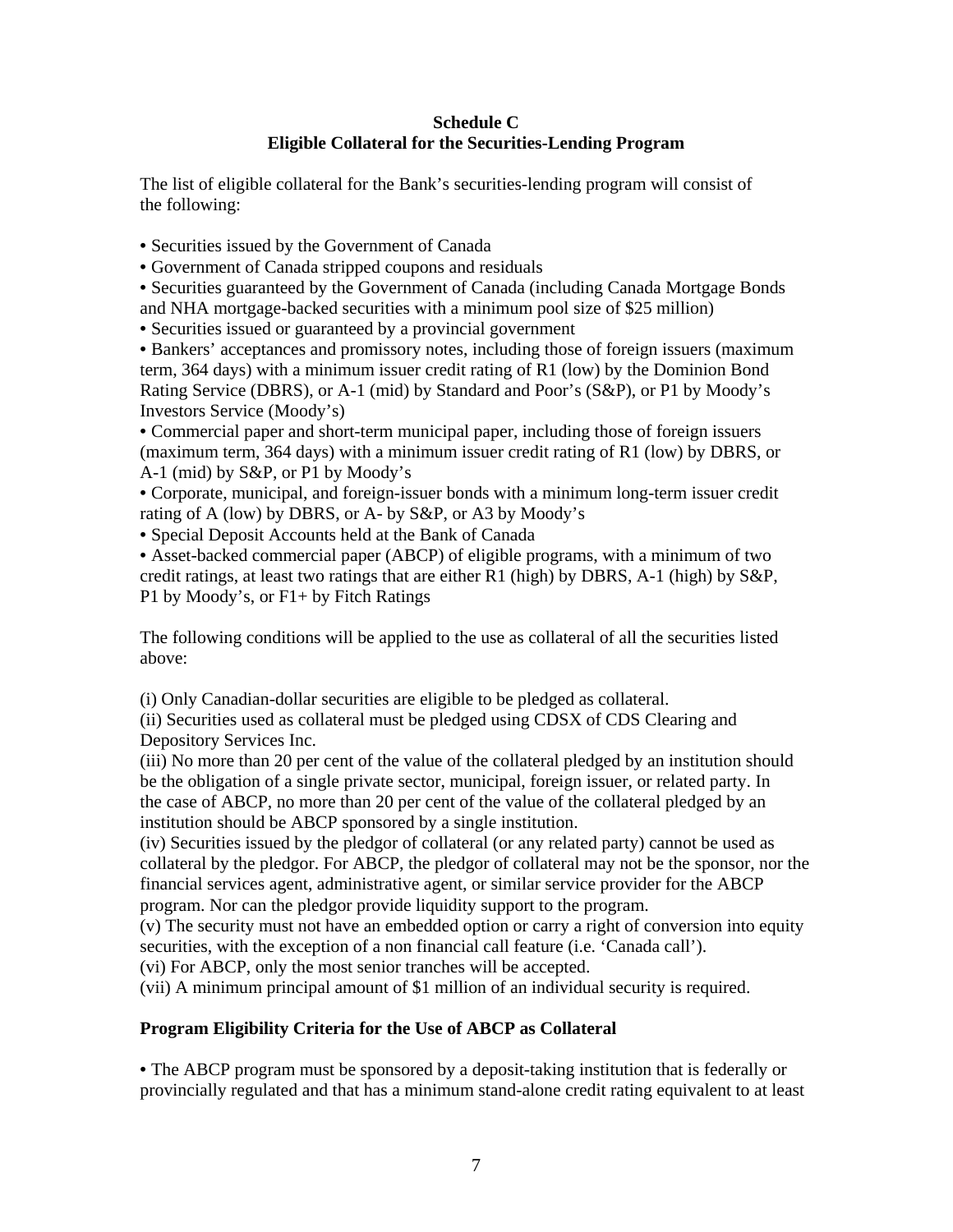**Schedule C**
**Eligible Collateral for the Securities-Lending Program**

The list of eligible collateral for the Bank's securities-lending program will consist of the following:

- Securities issued by the Government of Canada
- Government of Canada stripped coupons and residuals
- Securities guaranteed by the Government of Canada (including Canada Mortgage Bonds and NHA mortgage-backed securities with a minimum pool size of $25 million)
- Securities issued or guaranteed by a provincial government
- Bankers' acceptances and promissory notes, including those of foreign issuers (maximum term, 364 days) with a minimum issuer credit rating of R1 (low) by the Dominion Bond Rating Service (DBRS), or A-1 (mid) by Standard and Poor's (S&P), or P1 by Moody's Investors Service (Moody's)
- Commercial paper and short-term municipal paper, including those of foreign issuers (maximum term, 364 days) with a minimum issuer credit rating of R1 (low) by DBRS, or A-1 (mid) by S&P, or P1 by Moody's
- Corporate, municipal, and foreign-issuer bonds with a minimum long-term issuer credit rating of A (low) by DBRS, or A- by S&P, or A3 by Moody's
- Special Deposit Accounts held at the Bank of Canada
- Asset-backed commercial paper (ABCP) of eligible programs, with a minimum of two credit ratings, at least two ratings that are either R1 (high) by DBRS, A-1 (high) by S&P, P1 by Moody's, or F1+ by Fitch Ratings

The following conditions will be applied to the use as collateral of all the securities listed above:

(i) Only Canadian-dollar securities are eligible to be pledged as collateral.
(ii) Securities used as collateral must be pledged using CDSX of CDS Clearing and Depository Services Inc.
(iii) No more than 20 per cent of the value of the collateral pledged by an institution should be the obligation of a single private sector, municipal, foreign issuer, or related party. In the case of ABCP, no more than 20 per cent of the value of the collateral pledged by an institution should be ABCP sponsored by a single institution.
(iv) Securities issued by the pledgor of collateral (or any related party) cannot be used as collateral by the pledgor. For ABCP, the pledgor of collateral may not be the sponsor, nor the financial services agent, administrative agent, or similar service provider for the ABCP program. Nor can the pledgor provide liquidity support to the program.
(v) The security must not have an embedded option or carry a right of conversion into equity securities, with the exception of a non financial call feature (i.e. 'Canada call').
(vi) For ABCP, only the most senior tranches will be accepted.
(vii) A minimum principal amount of $1 million of an individual security is required.

**Program Eligibility Criteria for the Use of ABCP as Collateral**

- The ABCP program must be sponsored by a deposit-taking institution that is federally or provincially regulated and that has a minimum stand-alone credit rating equivalent to at least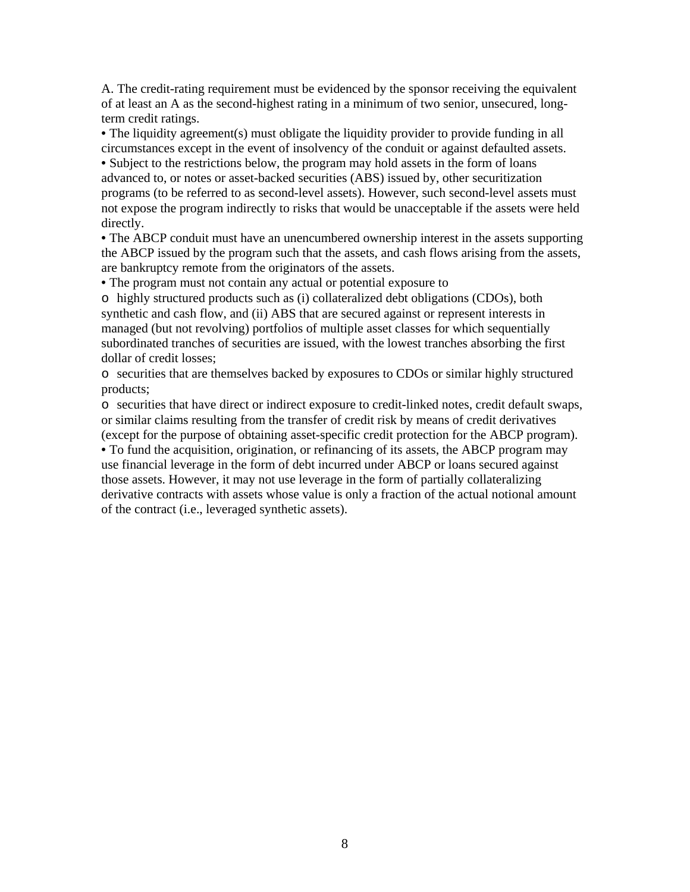A. The credit-rating requirement must be evidenced by the sponsor receiving the equivalent of at least an A as the second-highest rating in a minimum of two senior, unsecured, long-term credit ratings.

- The liquidity agreement(s) must obligate the liquidity provider to provide funding in all circumstances except in the event of insolvency of the conduit or against defaulted assets.
- Subject to the restrictions below, the program may hold assets in the form of loans advanced to, or notes or asset-backed securities (ABS) issued by, other securitization programs (to be referred to as second-level assets). However, such second-level assets must not expose the program indirectly to risks that would be unacceptable if the assets were held directly.
- The ABCP conduit must have an unencumbered ownership interest in the assets supporting the ABCP issued by the program such that the assets, and cash flows arising from the assets, are bankruptcy remote from the originators of the assets.
- The program must not contain any actual or potential exposure to
  - highly structured products such as (i) collateralized debt obligations (CDOs), both synthetic and cash flow, and (ii) ABS that are secured against or represent interests in managed (but not revolving) portfolios of multiple asset classes for which sequentially subordinated tranches of securities are issued, with the lowest tranches absorbing the first dollar of credit losses;
  - securities that are themselves backed by exposures to CDOs or similar highly structured products;
  - securities that have direct or indirect exposure to credit-linked notes, credit default swaps, or similar claims resulting from the transfer of credit risk by means of credit derivatives (except for the purpose of obtaining asset-specific credit protection for the ABCP program).
- To fund the acquisition, origination, or refinancing of its assets, the ABCP program may use financial leverage in the form of debt incurred under ABCP or loans secured against those assets. However, it may not use leverage in the form of partially collateralizing derivative contracts with assets whose value is only a fraction of the actual notional amount of the contract (i.e., leveraged synthetic assets).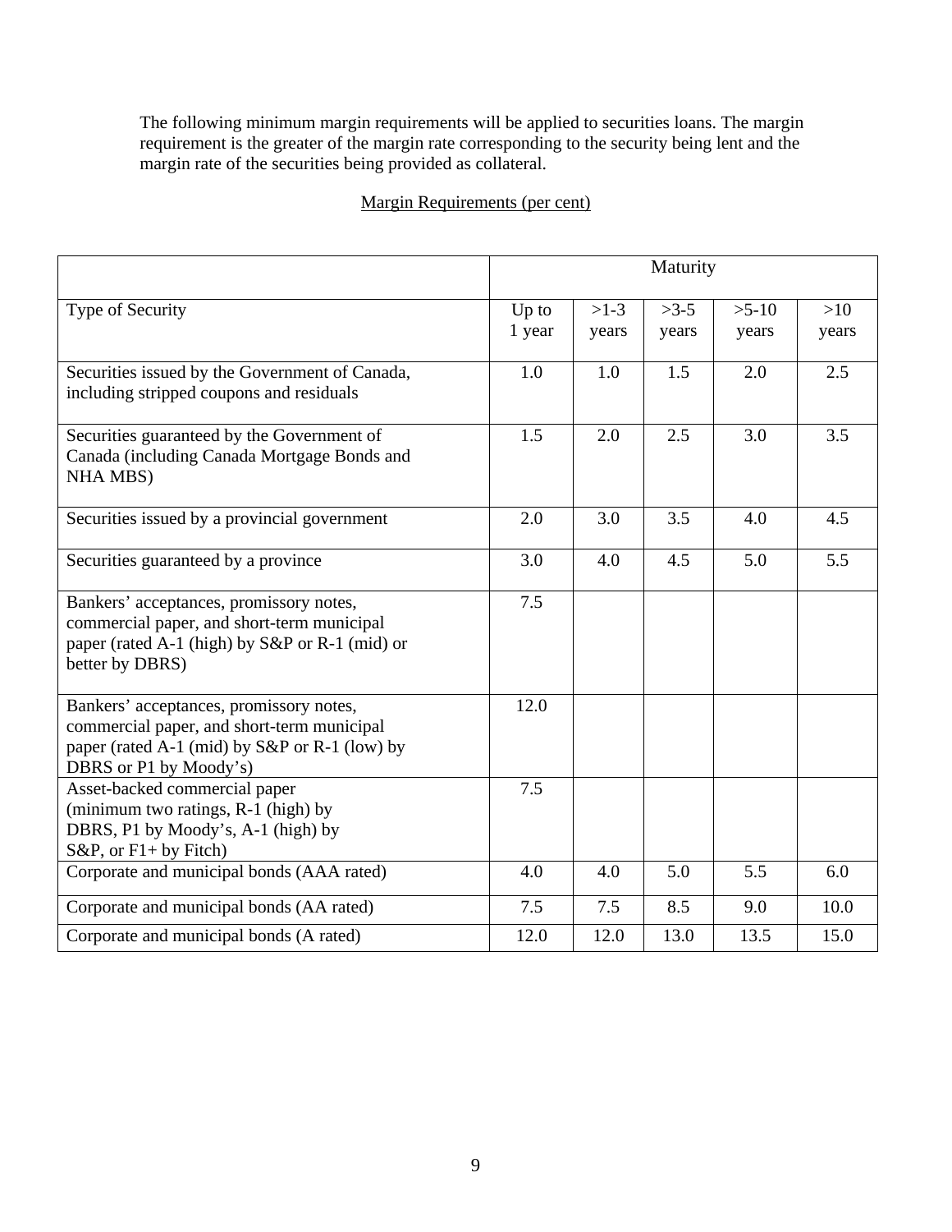The following minimum margin requirements will be applied to securities loans. The margin requirement is the greater of the margin rate corresponding to the security being lent and the margin rate of the securities being provided as collateral.

Margin Requirements (per cent)

| | Maturity | | | | |
|---|---|---|---|---|---|
| Type of Security | Up to 1 year | >1-3 years | >3-5 years | >5-10 years | >10 years |
| Securities issued by the Government of Canada, including stripped coupons and residuals | 1.0 | 1.0 | 1.5 | 2.0 | 2.5 |
| Securities guaranteed by the Government of Canada (including Canada Mortgage Bonds and NHA MBS) | 1.5 | 2.0 | 2.5 | 3.0 | 3.5 |
| Securities issued by a provincial government | 2.0 | 3.0 | 3.5 | 4.0 | 4.5 |
| Securities guaranteed by a province | 3.0 | 4.0 | 4.5 | 5.0 | 5.5 |
| Bankers' acceptances, promissory notes, commercial paper, and short-term municipal paper (rated A-1 (high) by S&P or R-1 (mid) or better by DBRS) | 7.5 | | | | |
| Bankers' acceptances, promissory notes, commercial paper, and short-term municipal paper (rated A-1 (mid) by S&P or R-1 (low) by DBRS or P1 by Moody's) | 12.0 | | | | |
| Asset-backed commercial paper (minimum two ratings, R-1 (high) by DBRS, P1 by Moody's, A-1 (high) by S&P, or F1+ by Fitch) | 7.5 | | | | |
| Corporate and municipal bonds (AAA rated) | 4.0 | 4.0 | 5.0 | 5.5 | 6.0 |
| Corporate and municipal bonds (AA rated) | 7.5 | 7.5 | 8.5 | 9.0 | 10.0 |
| Corporate and municipal bonds (A rated) | 12.0 | 12.0 | 13.0 | 13.5 | 15.0 |